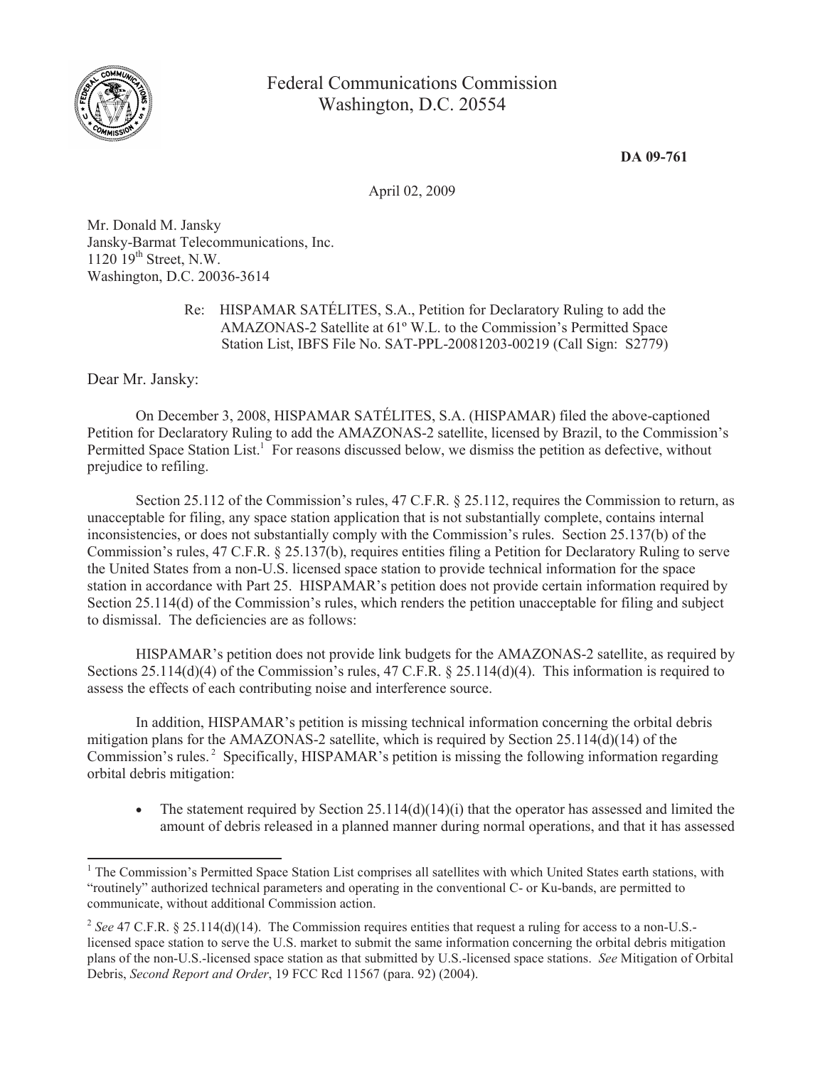Federal Communications Commission
Washington, D.C. 20554

**DA 09-761**

April 02, 2009

Mr. Donald M. Jansky
Jansky-Barmat Telecommunications, Inc.
1120 19th Street, N.W.
Washington, D.C. 20036-3614

Re: HISPAMAR SATÉLITES, S.A., Petition for Declaratory Ruling to add the AMAZONAS-2 Satellite at 61º W.L. to the Commission's Permitted Space Station List, IBFS File No. SAT-PPL-20081203-00219 (Call Sign: S2779)

Dear Mr. Jansky:

On December 3, 2008, HISPAMAR SATÉLITES, S.A. (HISPAMAR) filed the above-captioned Petition for Declaratory Ruling to add the AMAZONAS-2 satellite, licensed by Brazil, to the Commission's Permitted Space Station List.[1] For reasons discussed below, we dismiss the petition as defective, without prejudice to refiling.

Section 25.112 of the Commission's rules, 47 C.F.R. § 25.112, requires the Commission to return, as unacceptable for filing, any space station application that is not substantially complete, contains internal inconsistencies, or does not substantially comply with the Commission's rules. Section 25.137(b) of the Commission's rules, 47 C.F.R. § 25.137(b), requires entities filing a Petition for Declaratory Ruling to serve the United States from a non-U.S. licensed space station to provide technical information for the space station in accordance with Part 25. HISPAMAR's petition does not provide certain information required by Section 25.114(d) of the Commission's rules, which renders the petition unacceptable for filing and subject to dismissal. The deficiencies are as follows:

HISPAMAR's petition does not provide link budgets for the AMAZONAS-2 satellite, as required by Sections 25.114(d)(4) of the Commission's rules, 47 C.F.R. § 25.114(d)(4). This information is required to assess the effects of each contributing noise and interference source.

In addition, HISPAMAR's petition is missing technical information concerning the orbital debris mitigation plans for the AMAZONAS-2 satellite, which is required by Section 25.114(d)(14) of the Commission's rules.[2] Specifically, HISPAMAR's petition is missing the following information regarding orbital debris mitigation:

- The statement required by Section 25.114(d)(14)(i) that the operator has assessed and limited the amount of debris released in a planned manner during normal operations, and that it has assessed

---

[1] The Commission's Permitted Space Station List comprises all satellites with which United States earth stations, with "routinely" authorized technical parameters and operating in the conventional C- or Ku-bands, are permitted to communicate, without additional Commission action.

[2] *See* 47 C.F.R. § 25.114(d)(14). The Commission requires entities that request a ruling for access to a non-U.S.-licensed space station to serve the U.S. market to submit the same information concerning the orbital debris mitigation plans of the non-U.S.-licensed space station as that submitted by U.S.-licensed space stations. *See* Mitigation of Orbital Debris, *Second Report and Order*, 19 FCC Rcd 11567 (para. 92) (2004).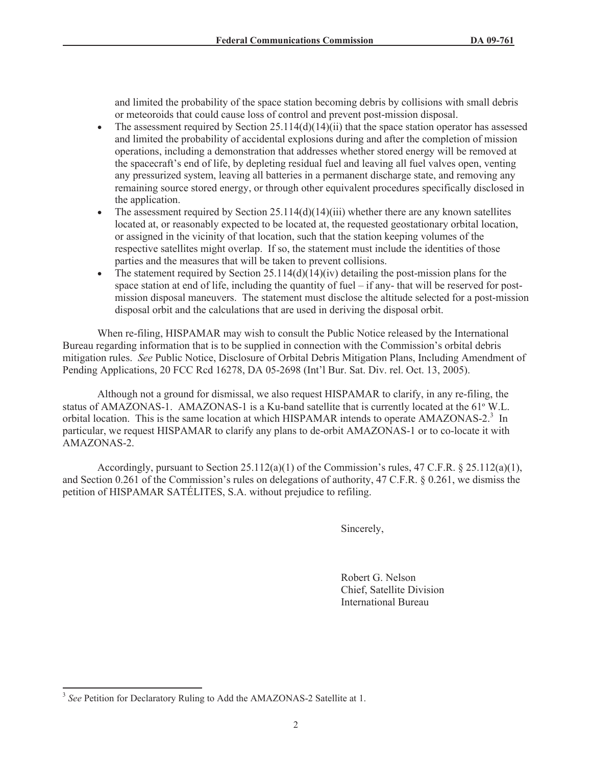and limited the probability of the space station becoming debris by collisions with small debris or meteoroids that could cause loss of control and prevent post-mission disposal.

- The assessment required by Section 25.114(d)(14)(ii) that the space station operator has assessed and limited the probability of accidental explosions during and after the completion of mission operations, including a demonstration that addresses whether stored energy will be removed at the spacecraft's end of life, by depleting residual fuel and leaving all fuel valves open, venting any pressurized system, leaving all batteries in a permanent discharge state, and removing any remaining source stored energy, or through other equivalent procedures specifically disclosed in the application.
- The assessment required by Section 25.114(d)(14)(iii) whether there are any known satellites located at, or reasonably expected to be located at, the requested geostationary orbital location, or assigned in the vicinity of that location, such that the station keeping volumes of the respective satellites might overlap. If so, the statement must include the identities of those parties and the measures that will be taken to prevent collisions.
- The statement required by Section 25.114(d)(14)(iv) detailing the post-mission plans for the space station at end of life, including the quantity of fuel – if any- that will be reserved for post-mission disposal maneuvers. The statement must disclose the altitude selected for a post-mission disposal orbit and the calculations that are used in deriving the disposal orbit.

When re-filing, HISPAMAR may wish to consult the Public Notice released by the International Bureau regarding information that is to be supplied in connection with the Commission's orbital debris mitigation rules. *See* Public Notice, Disclosure of Orbital Debris Mitigation Plans, Including Amendment of Pending Applications, 20 FCC Rcd 16278, DA 05-2698 (Int'l Bur. Sat. Div. rel. Oct. 13, 2005).

Although not a ground for dismissal, we also request HISPAMAR to clarify, in any re-filing, the status of AMAZONAS-1. AMAZONAS-1 is a Ku-band satellite that is currently located at the 61° W.L. orbital location. This is the same location at which HISPAMAR intends to operate AMAZONAS-2.[3] In particular, we request HISPAMAR to clarify any plans to de-orbit AMAZONAS-1 or to co-locate it with AMAZONAS-2.

Accordingly, pursuant to Section 25.112(a)(1) of the Commission's rules, 47 C.F.R. § 25.112(a)(1), and Section 0.261 of the Commission's rules on delegations of authority, 47 C.F.R. § 0.261, we dismiss the petition of HISPAMAR SATÉLITES, S.A. without prejudice to refiling.

Sincerely,

Robert G. Nelson
Chief, Satellite Division
International Bureau

[3] *See* Petition for Declaratory Ruling to Add the AMAZONAS-2 Satellite at 1.